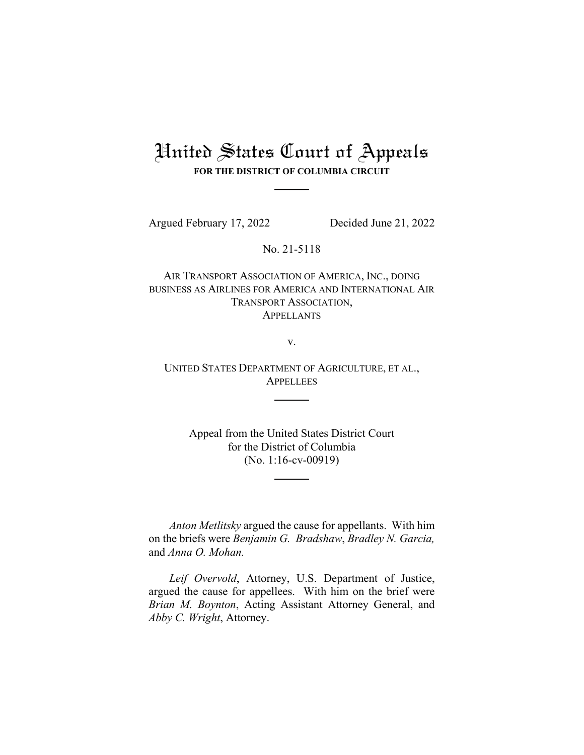# United States Court of Appeals

**FOR THE DISTRICT OF COLUMBIA CIRCUIT**

Argued February 17, 2022 Decided June 21, 2022

No. 21-5118

AIR TRANSPORT ASSOCIATION OF AMERICA, INC., DOING BUSINESS AS AIRLINES FOR AMERICA AND INTERNATIONAL AIR TRANSPORT ASSOCIATION,
APPELLANTS

v.

UNITED STATES DEPARTMENT OF AGRICULTURE, ET AL.,
APPELLEES

Appeal from the United States District Court
for the District of Columbia
(No. 1:16-cv-00919)

*Anton Metlitsky* argued the cause for appellants. With him on the briefs were *Benjamin G. Bradshaw*, *Bradley N. Garcia,* and *Anna O. Mohan.*

*Leif Overvold*, Attorney, U.S. Department of Justice, argued the cause for appellees. With him on the brief were *Brian M. Boynton*, Acting Assistant Attorney General, and *Abby C. Wright*, Attorney.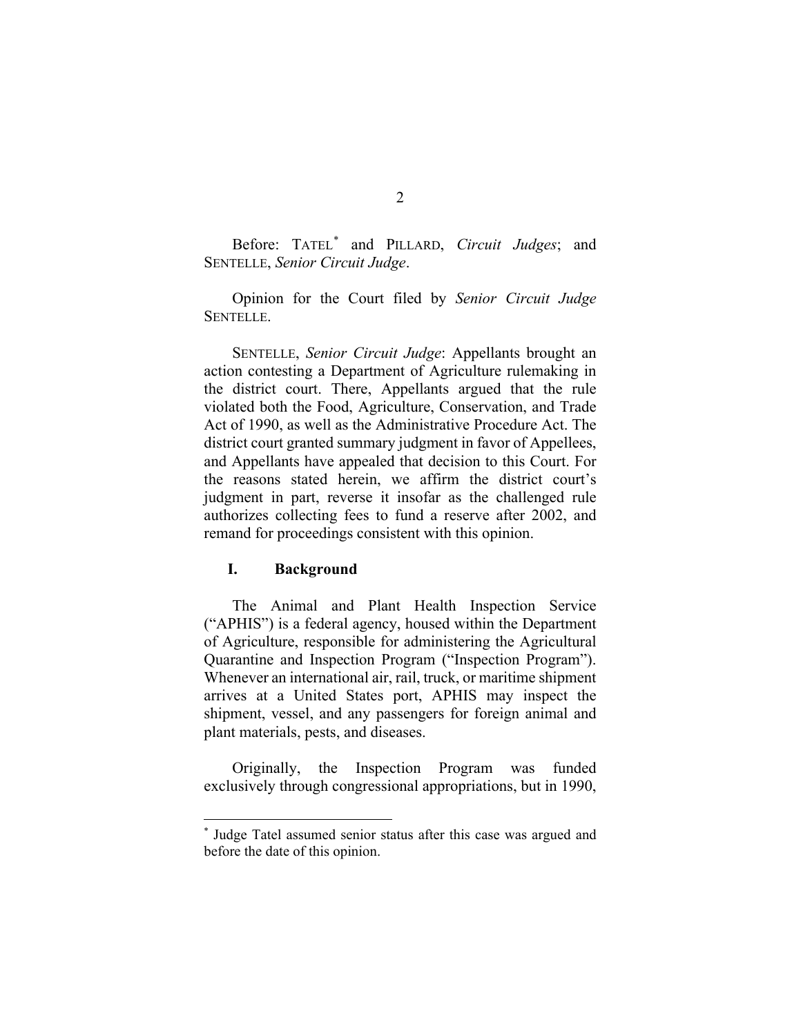Before: TATEL[*] and PILLARD, *Circuit Judges*; and SENTELLE, *Senior Circuit Judge*.

Opinion for the Court filed by *Senior Circuit Judge* SENTELLE.

SENTELLE, *Senior Circuit Judge*: Appellants brought an action contesting a Department of Agriculture rulemaking in the district court. There, Appellants argued that the rule violated both the Food, Agriculture, Conservation, and Trade Act of 1990, as well as the Administrative Procedure Act. The district court granted summary judgment in favor of Appellees, and Appellants have appealed that decision to this Court. For the reasons stated herein, we affirm the district court's judgment in part, reverse it insofar as the challenged rule authorizes collecting fees to fund a reserve after 2002, and remand for proceedings consistent with this opinion.

## I. Background

The Animal and Plant Health Inspection Service ("APHIS") is a federal agency, housed within the Department of Agriculture, responsible for administering the Agricultural Quarantine and Inspection Program ("Inspection Program"). Whenever an international air, rail, truck, or maritime shipment arrives at a United States port, APHIS may inspect the shipment, vessel, and any passengers for foreign animal and plant materials, pests, and diseases.

Originally, the Inspection Program was funded exclusively through congressional appropriations, but in 1990,

[*] Judge Tatel assumed senior status after this case was argued and before the date of this opinion.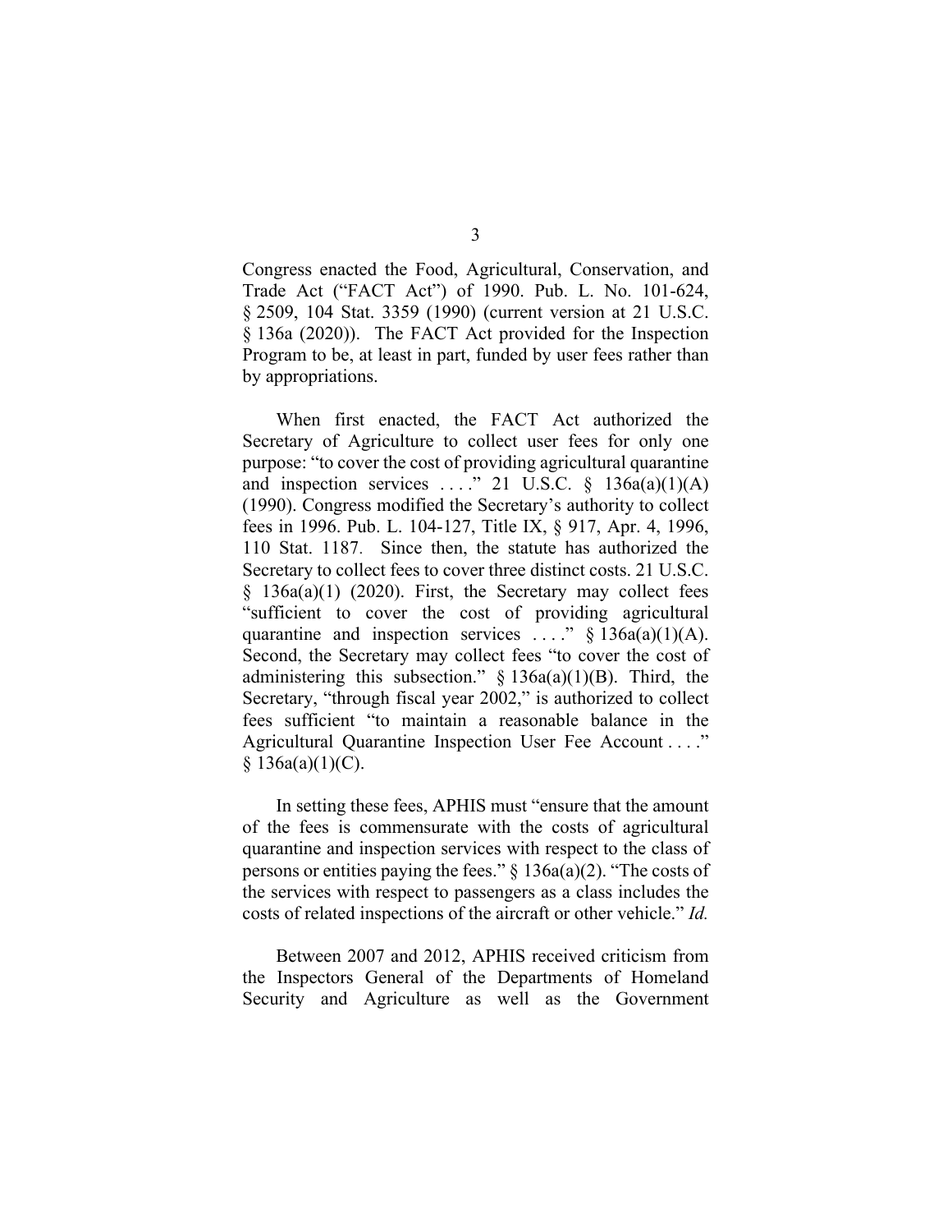Congress enacted the Food, Agricultural, Conservation, and Trade Act ("FACT Act") of 1990. Pub. L. No. 101-624, § 2509, 104 Stat. 3359 (1990) (current version at 21 U.S.C. § 136a (2020)). The FACT Act provided for the Inspection Program to be, at least in part, funded by user fees rather than by appropriations.

When first enacted, the FACT Act authorized the Secretary of Agriculture to collect user fees for only one purpose: "to cover the cost of providing agricultural quarantine and inspection services . . . ." 21 U.S.C. § 136a(a)(1)(A) (1990). Congress modified the Secretary's authority to collect fees in 1996. Pub. L. 104-127, Title IX, § 917, Apr. 4, 1996, 110 Stat. 1187. Since then, the statute has authorized the Secretary to collect fees to cover three distinct costs. 21 U.S.C. § 136a(a)(1) (2020). First, the Secretary may collect fees "sufficient to cover the cost of providing agricultural quarantine and inspection services . . . ." § 136a(a)(1)(A). Second, the Secretary may collect fees "to cover the cost of administering this subsection." § 136a(a)(1)(B). Third, the Secretary, "through fiscal year 2002," is authorized to collect fees sufficient "to maintain a reasonable balance in the Agricultural Quarantine Inspection User Fee Account . . . ." § 136a(a)(1)(C).

In setting these fees, APHIS must "ensure that the amount of the fees is commensurate with the costs of agricultural quarantine and inspection services with respect to the class of persons or entities paying the fees." § 136a(a)(2). "The costs of the services with respect to passengers as a class includes the costs of related inspections of the aircraft or other vehicle." *Id.*

Between 2007 and 2012, APHIS received criticism from the Inspectors General of the Departments of Homeland Security and Agriculture as well as the Government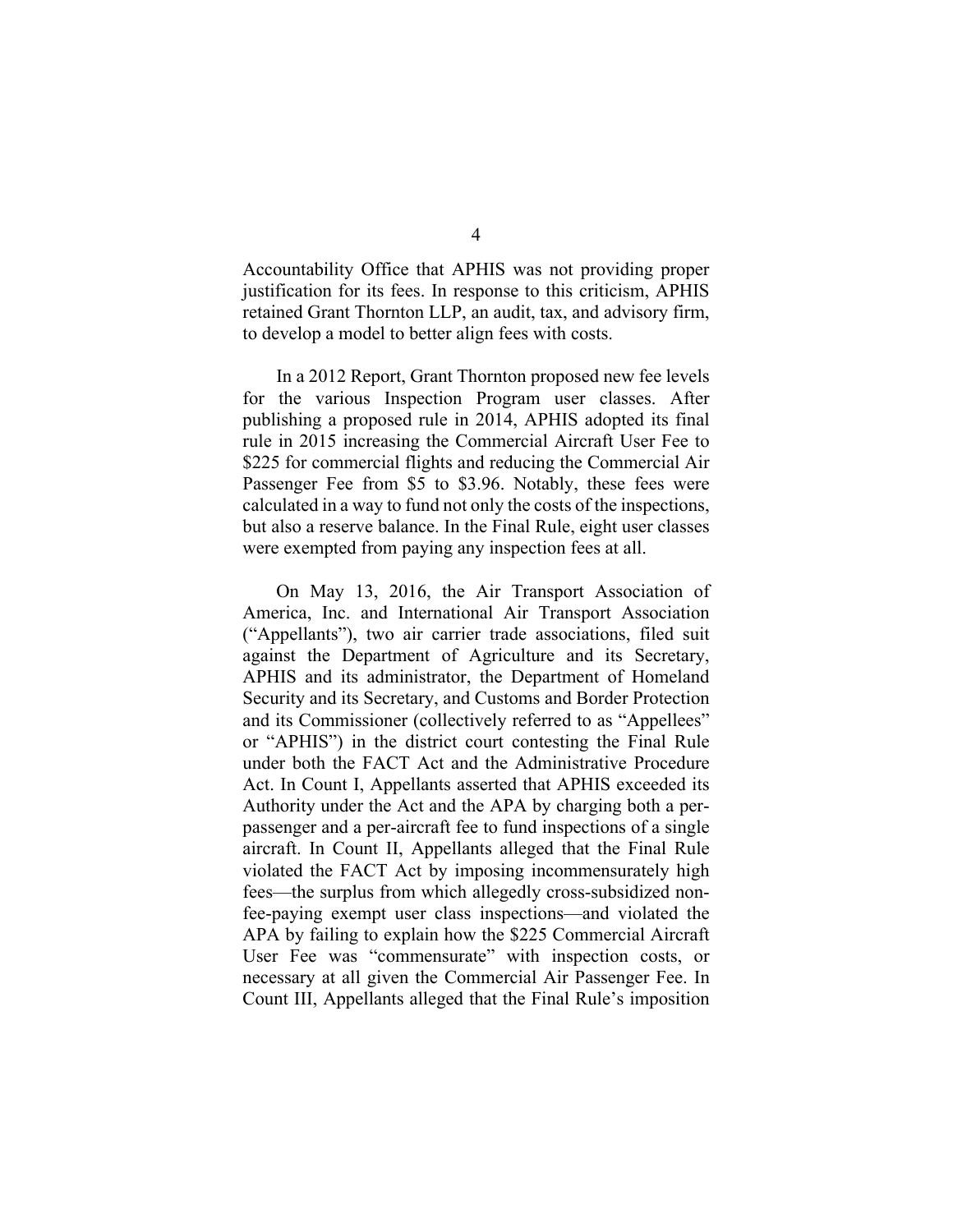Accountability Office that APHIS was not providing proper justification for its fees. In response to this criticism, APHIS retained Grant Thornton LLP, an audit, tax, and advisory firm, to develop a model to better align fees with costs.

In a 2012 Report, Grant Thornton proposed new fee levels for the various Inspection Program user classes. After publishing a proposed rule in 2014, APHIS adopted its final rule in 2015 increasing the Commercial Aircraft User Fee to $225 for commercial flights and reducing the Commercial Air Passenger Fee from $5 to $3.96. Notably, these fees were calculated in a way to fund not only the costs of the inspections, but also a reserve balance. In the Final Rule, eight user classes were exempted from paying any inspection fees at all.

On May 13, 2016, the Air Transport Association of America, Inc. and International Air Transport Association ("Appellants"), two air carrier trade associations, filed suit against the Department of Agriculture and its Secretary, APHIS and its administrator, the Department of Homeland Security and its Secretary, and Customs and Border Protection and its Commissioner (collectively referred to as "Appellees" or "APHIS") in the district court contesting the Final Rule under both the FACT Act and the Administrative Procedure Act. In Count I, Appellants asserted that APHIS exceeded its Authority under the Act and the APA by charging both a per-passenger and a per-aircraft fee to fund inspections of a single aircraft. In Count II, Appellants alleged that the Final Rule violated the FACT Act by imposing incommensurately high fees—the surplus from which allegedly cross-subsidized non-fee-paying exempt user class inspections—and violated the APA by failing to explain how the $225 Commercial Aircraft User Fee was "commensurate" with inspection costs, or necessary at all given the Commercial Air Passenger Fee. In Count III, Appellants alleged that the Final Rule's imposition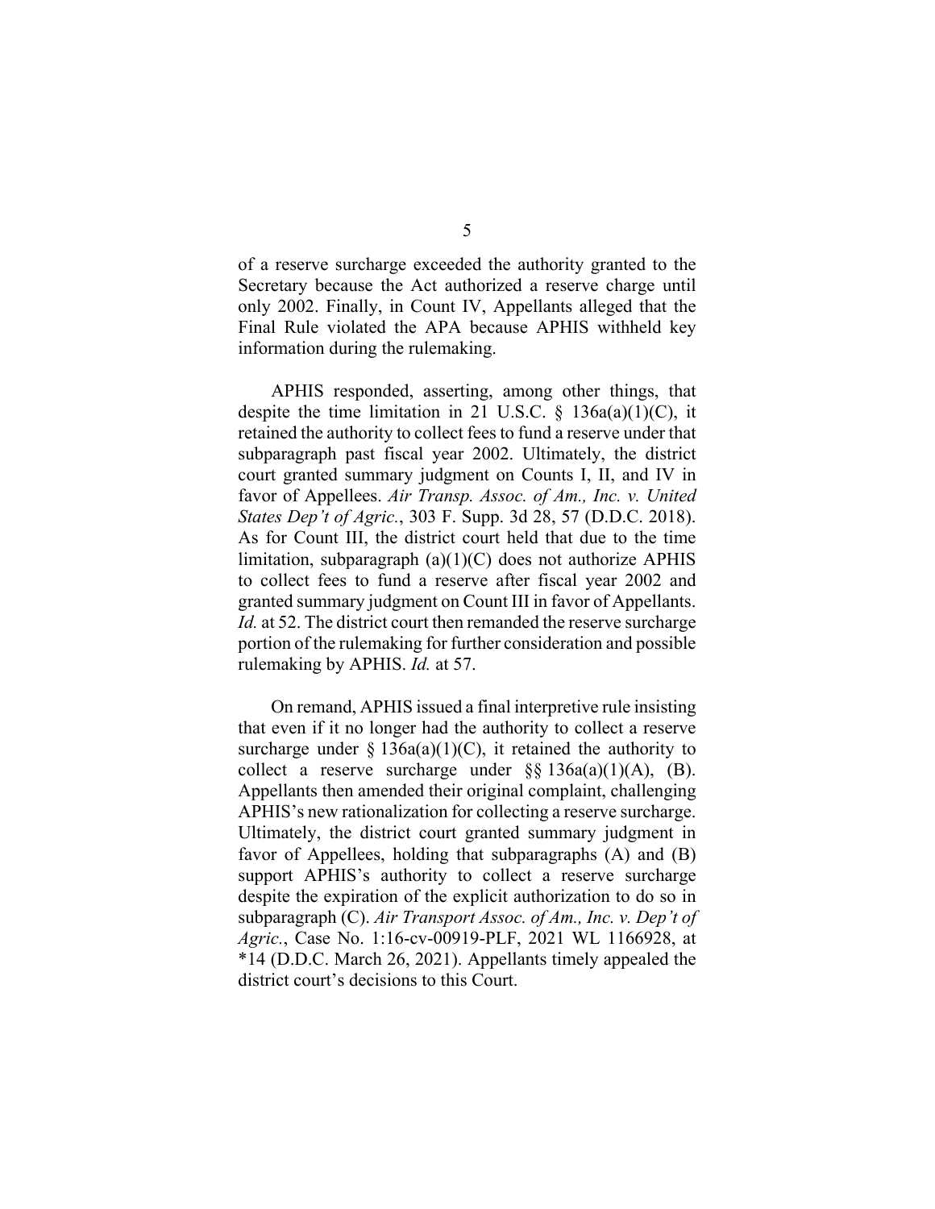of a reserve surcharge exceeded the authority granted to the Secretary because the Act authorized a reserve charge until only 2002. Finally, in Count IV, Appellants alleged that the Final Rule violated the APA because APHIS withheld key information during the rulemaking.

APHIS responded, asserting, among other things, that despite the time limitation in 21 U.S.C. § 136a(a)(1)(C), it retained the authority to collect fees to fund a reserve under that subparagraph past fiscal year 2002. Ultimately, the district court granted summary judgment on Counts I, II, and IV in favor of Appellees. *Air Transp. Assoc. of Am., Inc. v. United States Dep't of Agric.*, 303 F. Supp. 3d 28, 57 (D.D.C. 2018). As for Count III, the district court held that due to the time limitation, subparagraph (a)(1)(C) does not authorize APHIS to collect fees to fund a reserve after fiscal year 2002 and granted summary judgment on Count III in favor of Appellants. *Id.* at 52. The district court then remanded the reserve surcharge portion of the rulemaking for further consideration and possible rulemaking by APHIS. *Id.* at 57.

On remand, APHIS issued a final interpretive rule insisting that even if it no longer had the authority to collect a reserve surcharge under § 136a(a)(1)(C), it retained the authority to collect a reserve surcharge under §§ 136a(a)(1)(A), (B). Appellants then amended their original complaint, challenging APHIS's new rationalization for collecting a reserve surcharge. Ultimately, the district court granted summary judgment in favor of Appellees, holding that subparagraphs (A) and (B) support APHIS's authority to collect a reserve surcharge despite the expiration of the explicit authorization to do so in subparagraph (C). *Air Transport Assoc. of Am., Inc. v. Dep't of Agric.*, Case No. 1:16-cv-00919-PLF, 2021 WL 1166928, at *14 (D.D.C. March 26, 2021). Appellants timely appealed the district court's decisions to this Court.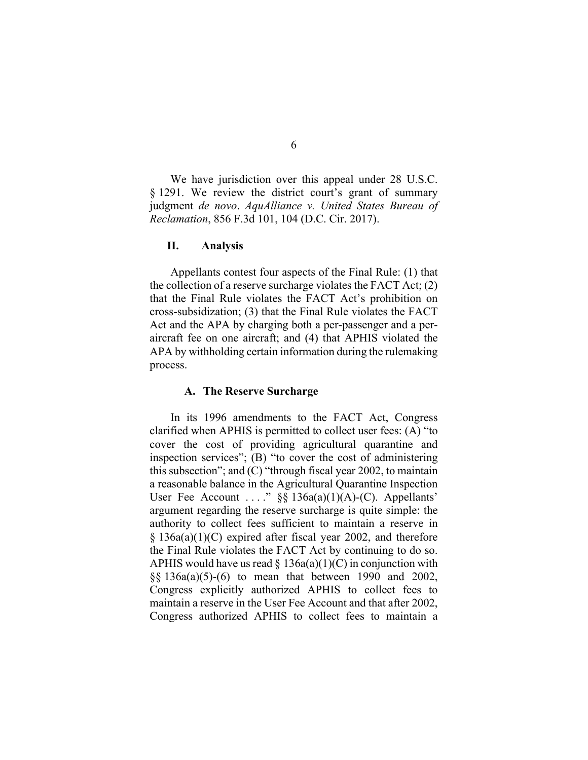We have jurisdiction over this appeal under 28 U.S.C. § 1291. We review the district court's grant of summary judgment *de novo*. *AquAlliance v. United States Bureau of Reclamation*, 856 F.3d 101, 104 (D.C. Cir. 2017).

## II. Analysis

Appellants contest four aspects of the Final Rule: (1) that the collection of a reserve surcharge violates the FACT Act; (2) that the Final Rule violates the FACT Act's prohibition on cross-subsidization; (3) that the Final Rule violates the FACT Act and the APA by charging both a per-passenger and a per-aircraft fee on one aircraft; and (4) that APHIS violated the APA by withholding certain information during the rulemaking process.

### A. The Reserve Surcharge

In its 1996 amendments to the FACT Act, Congress clarified when APHIS is permitted to collect user fees: (A) "to cover the cost of providing agricultural quarantine and inspection services"; (B) "to cover the cost of administering this subsection"; and (C) "through fiscal year 2002, to maintain a reasonable balance in the Agricultural Quarantine Inspection User Fee Account . . . ." §§ 136a(a)(1)(A)-(C). Appellants' argument regarding the reserve surcharge is quite simple: the authority to collect fees sufficient to maintain a reserve in § 136a(a)(1)(C) expired after fiscal year 2002, and therefore the Final Rule violates the FACT Act by continuing to do so. APHIS would have us read § 136a(a)(1)(C) in conjunction with §§ 136a(a)(5)-(6) to mean that between 1990 and 2002, Congress explicitly authorized APHIS to collect fees to maintain a reserve in the User Fee Account and that after 2002, Congress authorized APHIS to collect fees to maintain a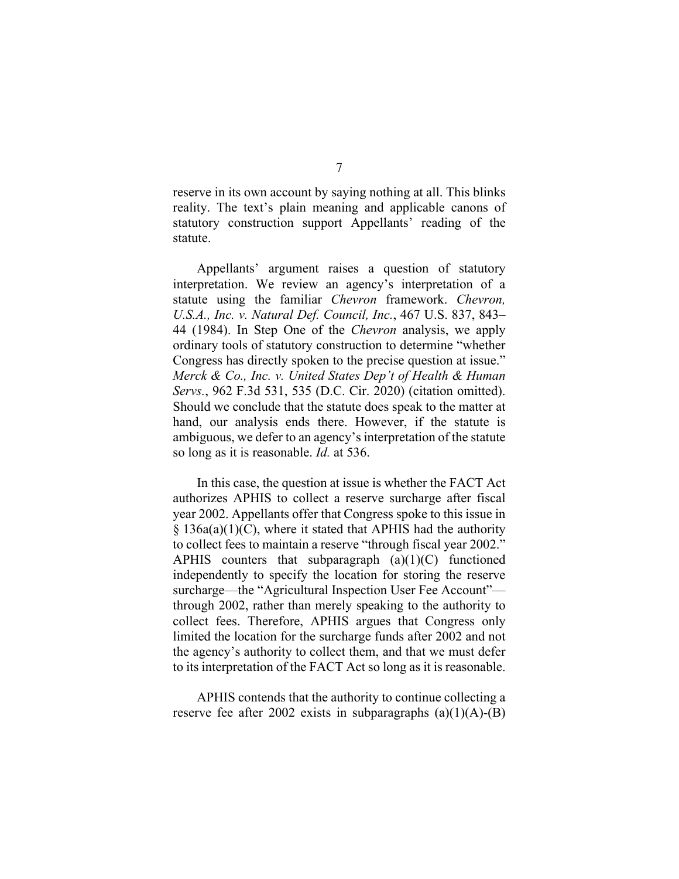reserve in its own account by saying nothing at all. This blinks reality. The text's plain meaning and applicable canons of statutory construction support Appellants' reading of the statute.

Appellants' argument raises a question of statutory interpretation. We review an agency's interpretation of a statute using the familiar *Chevron* framework. *Chevron, U.S.A., Inc. v. Natural Def. Council, Inc.*, 467 U.S. 837, 843–44 (1984). In Step One of the *Chevron* analysis, we apply ordinary tools of statutory construction to determine "whether Congress has directly spoken to the precise question at issue." *Merck & Co., Inc. v. United States Dep't of Health & Human Servs.*, 962 F.3d 531, 535 (D.C. Cir. 2020) (citation omitted). Should we conclude that the statute does speak to the matter at hand, our analysis ends there. However, if the statute is ambiguous, we defer to an agency's interpretation of the statute so long as it is reasonable. *Id.* at 536.

In this case, the question at issue is whether the FACT Act authorizes APHIS to collect a reserve surcharge after fiscal year 2002. Appellants offer that Congress spoke to this issue in § 136a(a)(1)(C), where it stated that APHIS had the authority to collect fees to maintain a reserve "through fiscal year 2002." APHIS counters that subparagraph (a)(1)(C) functioned independently to specify the location for storing the reserve surcharge—the "Agricultural Inspection User Fee Account"—through 2002, rather than merely speaking to the authority to collect fees. Therefore, APHIS argues that Congress only limited the location for the surcharge funds after 2002 and not the agency's authority to collect them, and that we must defer to its interpretation of the FACT Act so long as it is reasonable.

APHIS contends that the authority to continue collecting a reserve fee after 2002 exists in subparagraphs (a)(1)(A)-(B)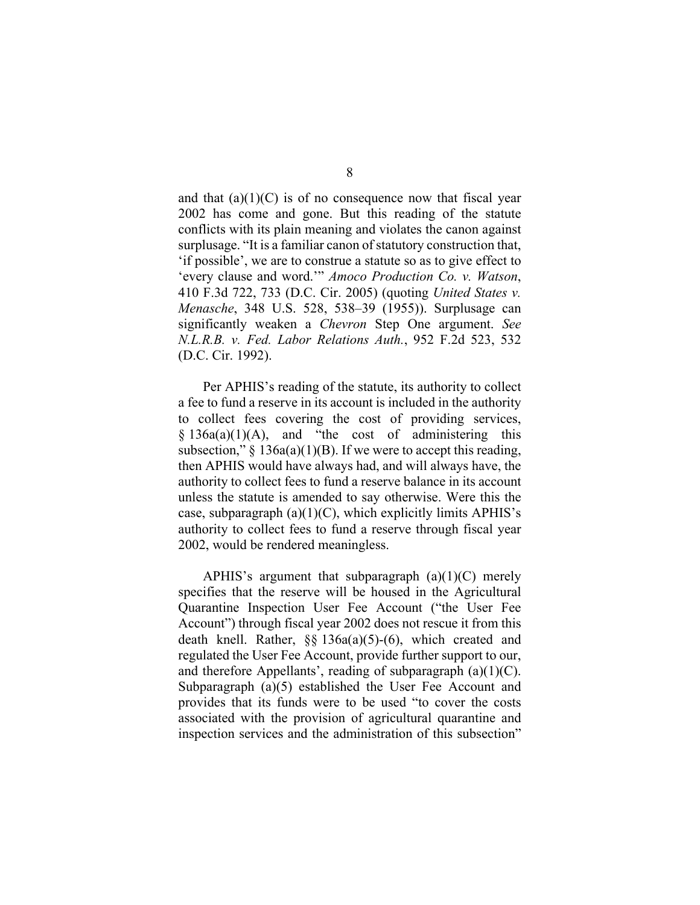and that (a)(1)(C) is of no consequence now that fiscal year 2002 has come and gone. But this reading of the statute conflicts with its plain meaning and violates the canon against surplusage. "It is a familiar canon of statutory construction that, 'if possible', we are to construe a statute so as to give effect to 'every clause and word.'" *Amoco Production Co. v. Watson*, 410 F.3d 722, 733 (D.C. Cir. 2005) (quoting *United States v. Menasche*, 348 U.S. 528, 538–39 (1955)). Surplusage can significantly weaken a *Chevron* Step One argument. *See N.L.R.B. v. Fed. Labor Relations Auth.*, 952 F.2d 523, 532 (D.C. Cir. 1992).

Per APHIS's reading of the statute, its authority to collect a fee to fund a reserve in its account is included in the authority to collect fees covering the cost of providing services, § 136a(a)(1)(A), and "the cost of administering this subsection," § 136a(a)(1)(B). If we were to accept this reading, then APHIS would have always had, and will always have, the authority to collect fees to fund a reserve balance in its account unless the statute is amended to say otherwise. Were this the case, subparagraph (a)(1)(C), which explicitly limits APHIS's authority to collect fees to fund a reserve through fiscal year 2002, would be rendered meaningless.

APHIS's argument that subparagraph (a)(1)(C) merely specifies that the reserve will be housed in the Agricultural Quarantine Inspection User Fee Account ("the User Fee Account") through fiscal year 2002 does not rescue it from this death knell. Rather, §§ 136a(a)(5)-(6), which created and regulated the User Fee Account, provide further support to our, and therefore Appellants', reading of subparagraph (a)(1)(C). Subparagraph (a)(5) established the User Fee Account and provides that its funds were to be used "to cover the costs associated with the provision of agricultural quarantine and inspection services and the administration of this subsection"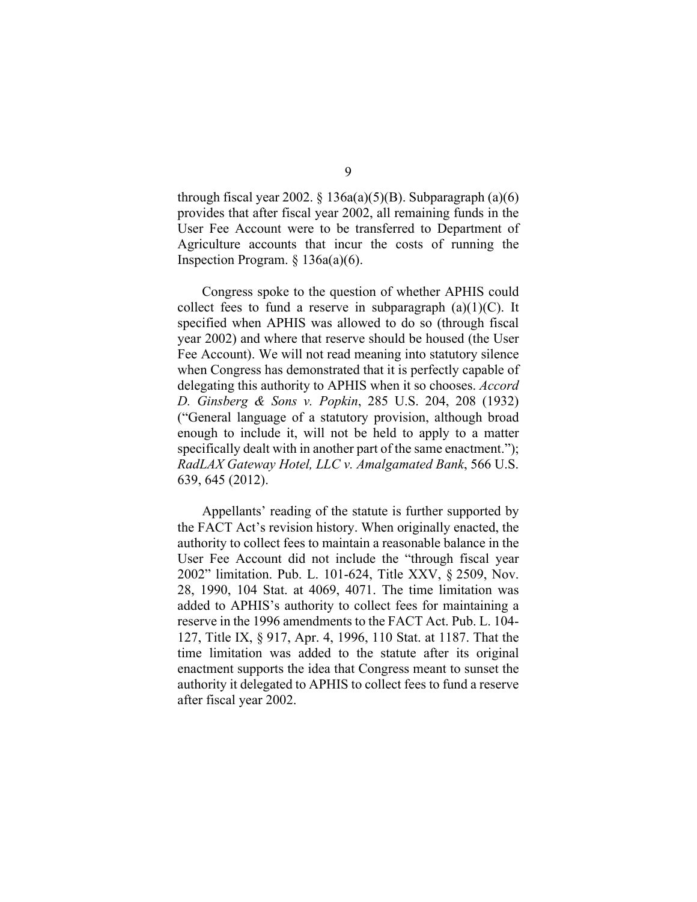through fiscal year 2002. § 136a(a)(5)(B). Subparagraph (a)(6) provides that after fiscal year 2002, all remaining funds in the User Fee Account were to be transferred to Department of Agriculture accounts that incur the costs of running the Inspection Program. § 136a(a)(6).

Congress spoke to the question of whether APHIS could collect fees to fund a reserve in subparagraph (a)(1)(C). It specified when APHIS was allowed to do so (through fiscal year 2002) and where that reserve should be housed (the User Fee Account). We will not read meaning into statutory silence when Congress has demonstrated that it is perfectly capable of delegating this authority to APHIS when it so chooses. *Accord D. Ginsberg & Sons v. Popkin*, 285 U.S. 204, 208 (1932) ("General language of a statutory provision, although broad enough to include it, will not be held to apply to a matter specifically dealt with in another part of the same enactment."); *RadLAX Gateway Hotel, LLC v. Amalgamated Bank*, 566 U.S. 639, 645 (2012).

Appellants' reading of the statute is further supported by the FACT Act's revision history. When originally enacted, the authority to collect fees to maintain a reasonable balance in the User Fee Account did not include the "through fiscal year 2002" limitation. Pub. L. 101-624, Title XXV, § 2509, Nov. 28, 1990, 104 Stat. at 4069, 4071. The time limitation was added to APHIS's authority to collect fees for maintaining a reserve in the 1996 amendments to the FACT Act. Pub. L. 104-127, Title IX, § 917, Apr. 4, 1996, 110 Stat. at 1187. That the time limitation was added to the statute after its original enactment supports the idea that Congress meant to sunset the authority it delegated to APHIS to collect fees to fund a reserve after fiscal year 2002.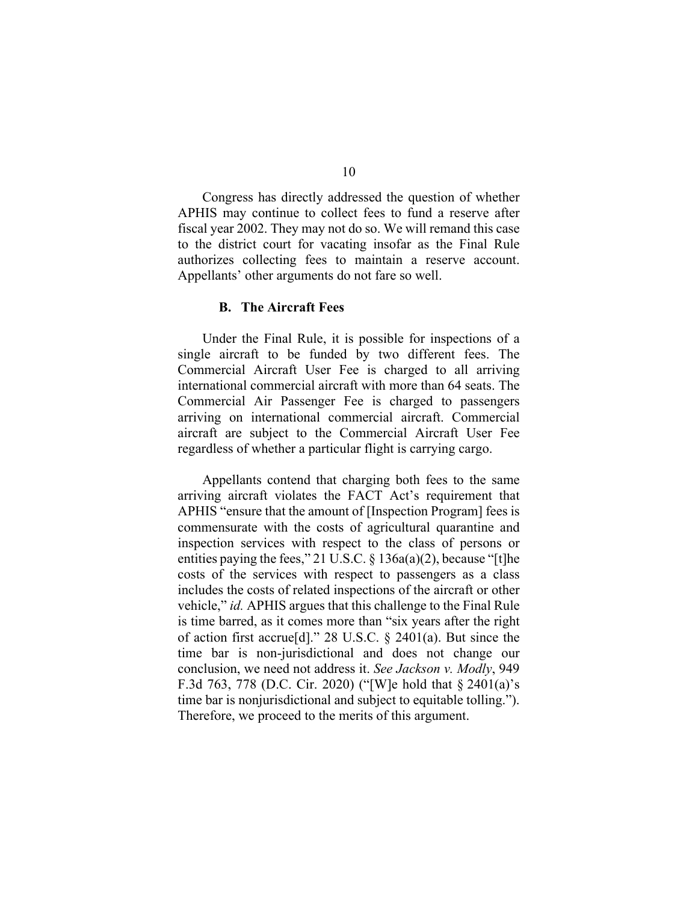Congress has directly addressed the question of whether APHIS may continue to collect fees to fund a reserve after fiscal year 2002. They may not do so. We will remand this case to the district court for vacating insofar as the Final Rule authorizes collecting fees to maintain a reserve account. Appellants' other arguments do not fare so well.

### B. The Aircraft Fees

Under the Final Rule, it is possible for inspections of a single aircraft to be funded by two different fees. The Commercial Aircraft User Fee is charged to all arriving international commercial aircraft with more than 64 seats. The Commercial Air Passenger Fee is charged to passengers arriving on international commercial aircraft. Commercial aircraft are subject to the Commercial Aircraft User Fee regardless of whether a particular flight is carrying cargo.

Appellants contend that charging both fees to the same arriving aircraft violates the FACT Act's requirement that APHIS "ensure that the amount of [Inspection Program] fees is commensurate with the costs of agricultural quarantine and inspection services with respect to the class of persons or entities paying the fees," 21 U.S.C. § 136a(a)(2), because "[t]he costs of the services with respect to passengers as a class includes the costs of related inspections of the aircraft or other vehicle," *id.* APHIS argues that this challenge to the Final Rule is time barred, as it comes more than "six years after the right of action first accrue[d]." 28 U.S.C. § 2401(a). But since the time bar is non-jurisdictional and does not change our conclusion, we need not address it. *See Jackson v. Modly*, 949 F.3d 763, 778 (D.C. Cir. 2020) ("[W]e hold that § 2401(a)'s time bar is nonjurisdictional and subject to equitable tolling."). Therefore, we proceed to the merits of this argument.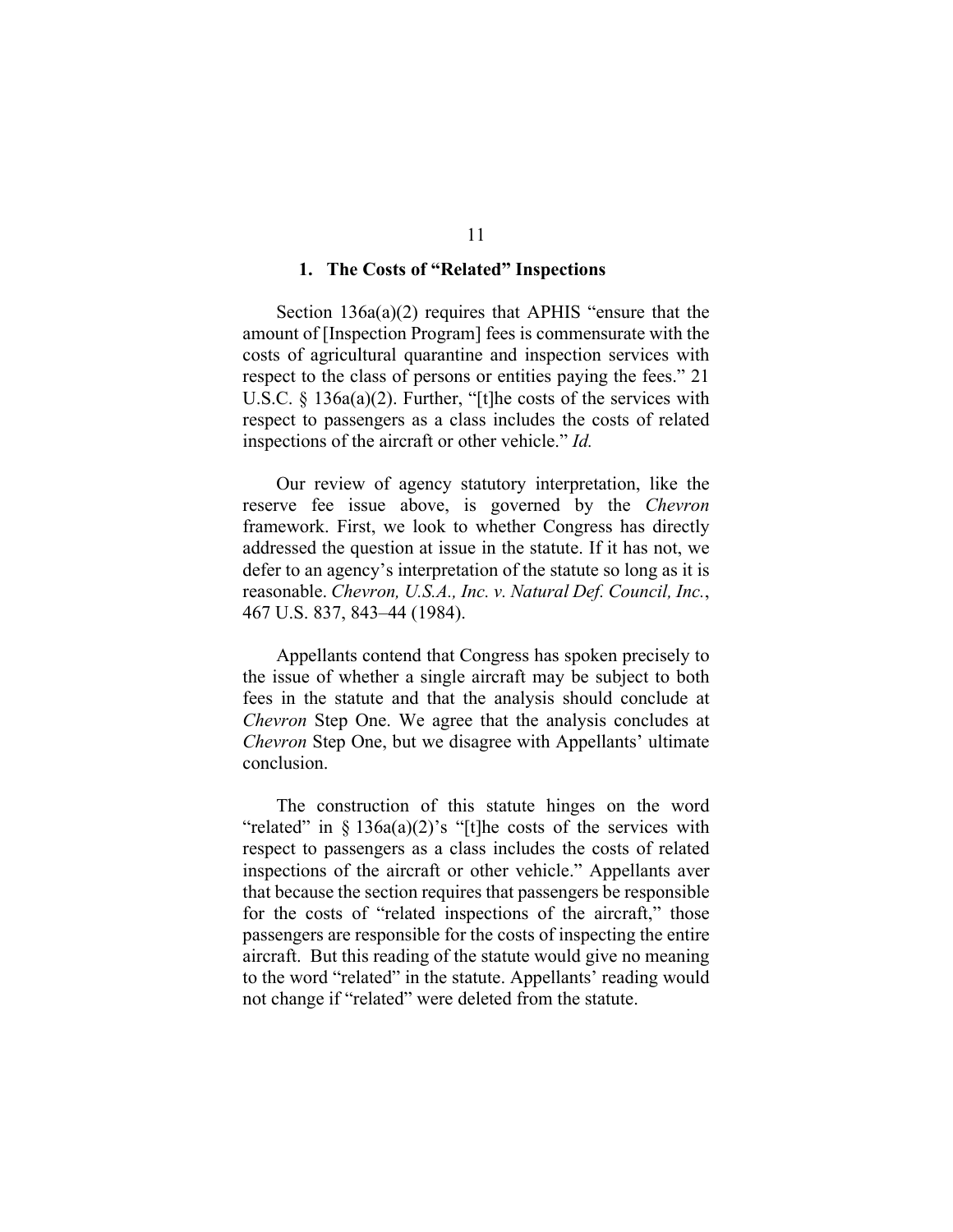### 1. The Costs of "Related" Inspections

Section 136a(a)(2) requires that APHIS "ensure that the amount of [Inspection Program] fees is commensurate with the costs of agricultural quarantine and inspection services with respect to the class of persons or entities paying the fees." 21 U.S.C. § 136a(a)(2). Further, "[t]he costs of the services with respect to passengers as a class includes the costs of related inspections of the aircraft or other vehicle." *Id.*

Our review of agency statutory interpretation, like the reserve fee issue above, is governed by the *Chevron* framework. First, we look to whether Congress has directly addressed the question at issue in the statute. If it has not, we defer to an agency's interpretation of the statute so long as it is reasonable. *Chevron, U.S.A., Inc. v. Natural Def. Council, Inc.*, 467 U.S. 837, 843–44 (1984).

Appellants contend that Congress has spoken precisely to the issue of whether a single aircraft may be subject to both fees in the statute and that the analysis should conclude at *Chevron* Step One. We agree that the analysis concludes at *Chevron* Step One, but we disagree with Appellants' ultimate conclusion.

The construction of this statute hinges on the word "related" in § 136a(a)(2)'s "[t]he costs of the services with respect to passengers as a class includes the costs of related inspections of the aircraft or other vehicle." Appellants aver that because the section requires that passengers be responsible for the costs of "related inspections of the aircraft," those passengers are responsible for the costs of inspecting the entire aircraft. But this reading of the statute would give no meaning to the word "related" in the statute. Appellants' reading would not change if "related" were deleted from the statute.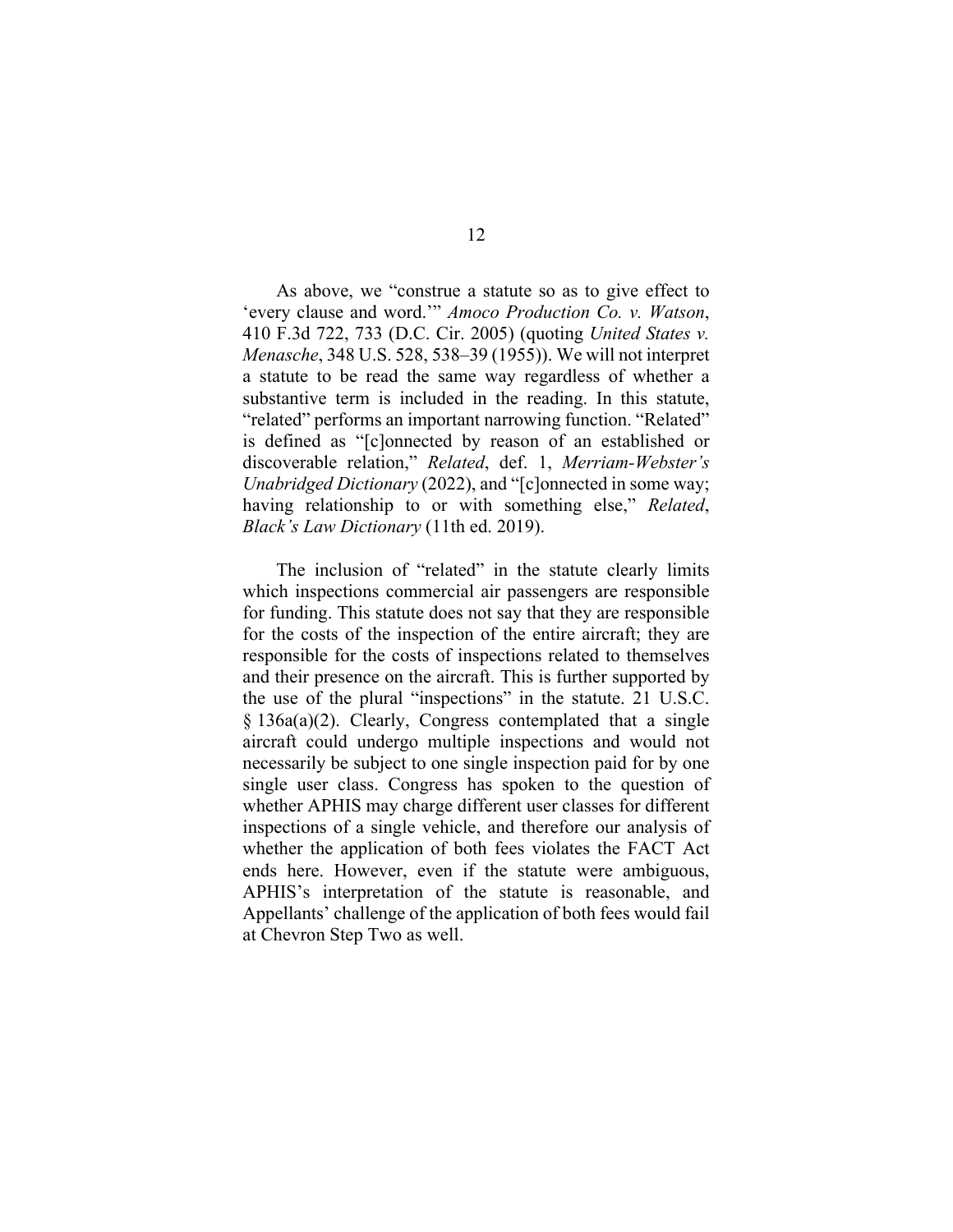As above, we "construe a statute so as to give effect to 'every clause and word.'" *Amoco Production Co. v. Watson*, 410 F.3d 722, 733 (D.C. Cir. 2005) (quoting *United States v. Menasche*, 348 U.S. 528, 538–39 (1955)). We will not interpret a statute to be read the same way regardless of whether a substantive term is included in the reading. In this statute, "related" performs an important narrowing function. "Related" is defined as "[c]onnected by reason of an established or discoverable relation," *Related*, def. 1, *Merriam-Webster's Unabridged Dictionary* (2022), and "[c]onnected in some way; having relationship to or with something else," *Related*, *Black's Law Dictionary* (11th ed. 2019).

The inclusion of "related" in the statute clearly limits which inspections commercial air passengers are responsible for funding. This statute does not say that they are responsible for the costs of the inspection of the entire aircraft; they are responsible for the costs of inspections related to themselves and their presence on the aircraft. This is further supported by the use of the plural "inspections" in the statute. 21 U.S.C. § 136a(a)(2). Clearly, Congress contemplated that a single aircraft could undergo multiple inspections and would not necessarily be subject to one single inspection paid for by one single user class. Congress has spoken to the question of whether APHIS may charge different user classes for different inspections of a single vehicle, and therefore our analysis of whether the application of both fees violates the FACT Act ends here. However, even if the statute were ambiguous, APHIS's interpretation of the statute is reasonable, and Appellants' challenge of the application of both fees would fail at Chevron Step Two as well.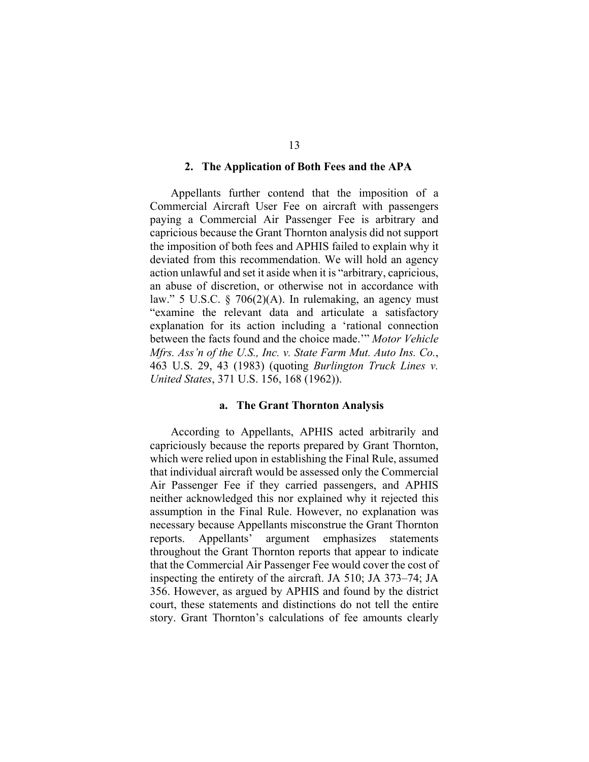### 2. The Application of Both Fees and the APA

Appellants further contend that the imposition of a Commercial Aircraft User Fee on aircraft with passengers paying a Commercial Air Passenger Fee is arbitrary and capricious because the Grant Thornton analysis did not support the imposition of both fees and APHIS failed to explain why it deviated from this recommendation. We will hold an agency action unlawful and set it aside when it is "arbitrary, capricious, an abuse of discretion, or otherwise not in accordance with law." 5 U.S.C. § 706(2)(A). In rulemaking, an agency must "examine the relevant data and articulate a satisfactory explanation for its action including a 'rational connection between the facts found and the choice made.'" *Motor Vehicle Mfrs. Ass'n of the U.S., Inc. v. State Farm Mut. Auto Ins. Co.*, 463 U.S. 29, 43 (1983) (quoting *Burlington Truck Lines v. United States*, 371 U.S. 156, 168 (1962)).

#### a. The Grant Thornton Analysis

According to Appellants, APHIS acted arbitrarily and capriciously because the reports prepared by Grant Thornton, which were relied upon in establishing the Final Rule, assumed that individual aircraft would be assessed only the Commercial Air Passenger Fee if they carried passengers, and APHIS neither acknowledged this nor explained why it rejected this assumption in the Final Rule. However, no explanation was necessary because Appellants misconstrue the Grant Thornton reports. Appellants' argument emphasizes statements throughout the Grant Thornton reports that appear to indicate that the Commercial Air Passenger Fee would cover the cost of inspecting the entirety of the aircraft. JA 510; JA 373–74; JA 356. However, as argued by APHIS and found by the district court, these statements and distinctions do not tell the entire story. Grant Thornton's calculations of fee amounts clearly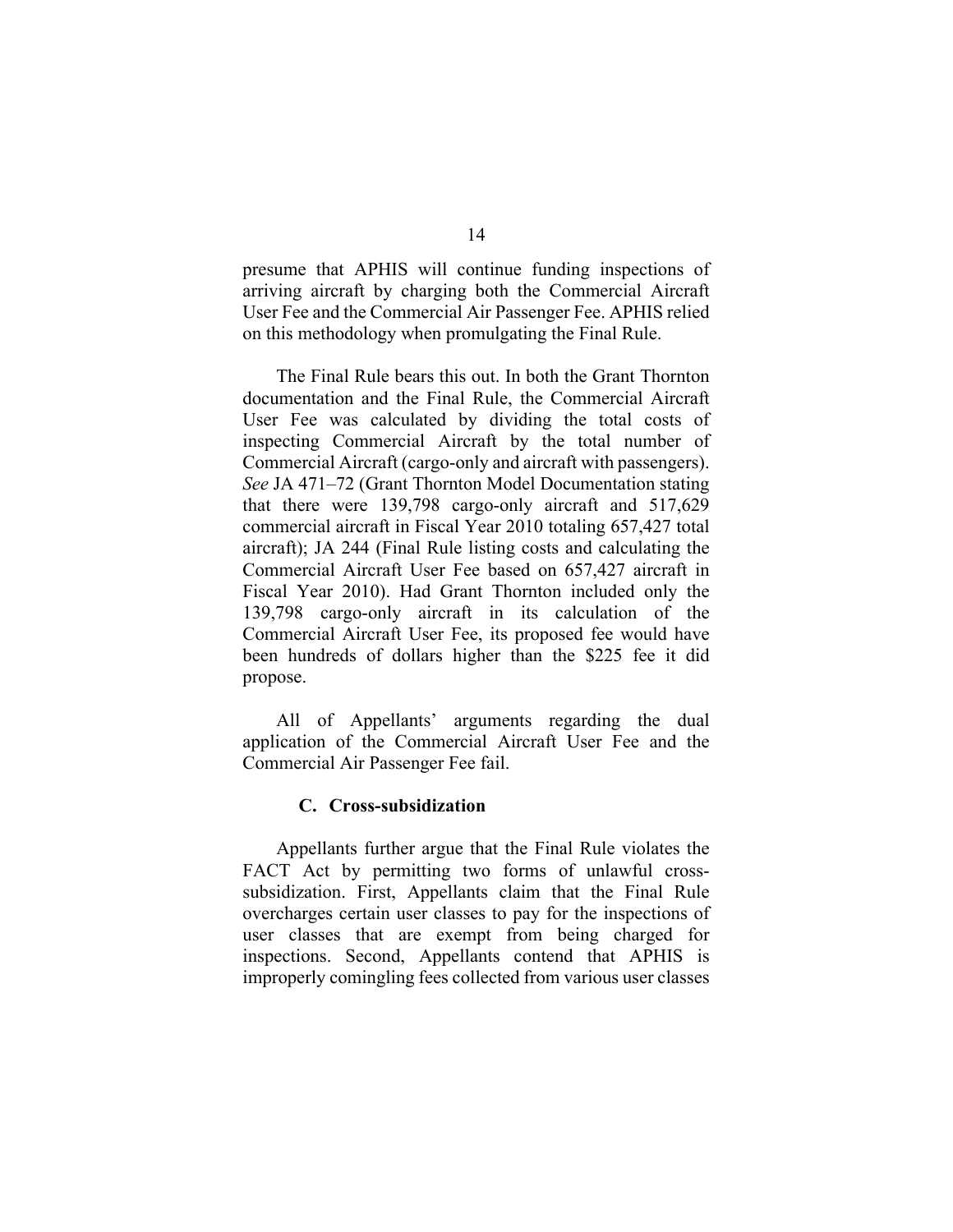presume that APHIS will continue funding inspections of arriving aircraft by charging both the Commercial Aircraft User Fee and the Commercial Air Passenger Fee. APHIS relied on this methodology when promulgating the Final Rule.

The Final Rule bears this out. In both the Grant Thornton documentation and the Final Rule, the Commercial Aircraft User Fee was calculated by dividing the total costs of inspecting Commercial Aircraft by the total number of Commercial Aircraft (cargo-only and aircraft with passengers). *See* JA 471–72 (Grant Thornton Model Documentation stating that there were 139,798 cargo-only aircraft and 517,629 commercial aircraft in Fiscal Year 2010 totaling 657,427 total aircraft); JA 244 (Final Rule listing costs and calculating the Commercial Aircraft User Fee based on 657,427 aircraft in Fiscal Year 2010). Had Grant Thornton included only the 139,798 cargo-only aircraft in its calculation of the Commercial Aircraft User Fee, its proposed fee would have been hundreds of dollars higher than the $225 fee it did propose.

All of Appellants' arguments regarding the dual application of the Commercial Aircraft User Fee and the Commercial Air Passenger Fee fail.

### C. Cross-subsidization

Appellants further argue that the Final Rule violates the FACT Act by permitting two forms of unlawful cross-subsidization. First, Appellants claim that the Final Rule overcharges certain user classes to pay for the inspections of user classes that are exempt from being charged for inspections. Second, Appellants contend that APHIS is improperly comingling fees collected from various user classes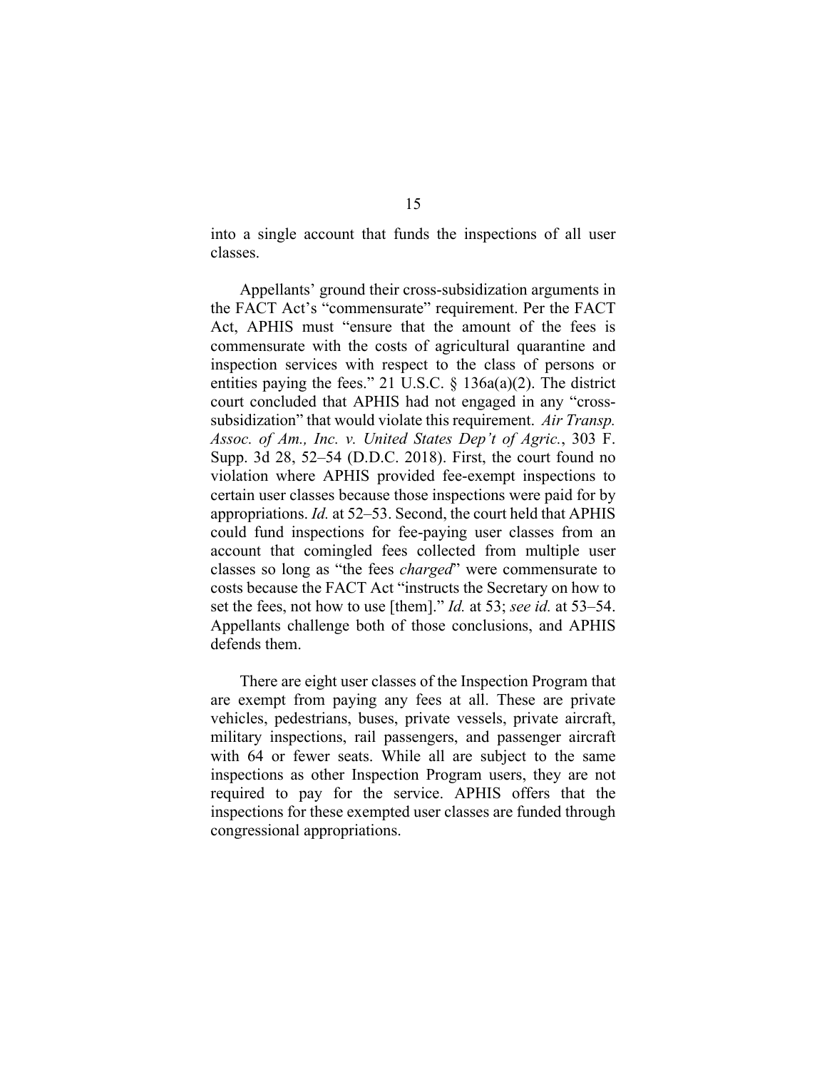into a single account that funds the inspections of all user classes.

Appellants' ground their cross-subsidization arguments in the FACT Act's "commensurate" requirement. Per the FACT Act, APHIS must "ensure that the amount of the fees is commensurate with the costs of agricultural quarantine and inspection services with respect to the class of persons or entities paying the fees." 21 U.S.C. § 136a(a)(2). The district court concluded that APHIS had not engaged in any "cross-subsidization" that would violate this requirement. *Air Transp. Assoc. of Am., Inc. v. United States Dep't of Agric.*, 303 F. Supp. 3d 28, 52–54 (D.D.C. 2018). First, the court found no violation where APHIS provided fee-exempt inspections to certain user classes because those inspections were paid for by appropriations. *Id.* at 52–53. Second, the court held that APHIS could fund inspections for fee-paying user classes from an account that comingled fees collected from multiple user classes so long as "the fees *charged*" were commensurate to costs because the FACT Act "instructs the Secretary on how to set the fees, not how to use [them]." *Id.* at 53; *see id.* at 53–54. Appellants challenge both of those conclusions, and APHIS defends them.

There are eight user classes of the Inspection Program that are exempt from paying any fees at all. These are private vehicles, pedestrians, buses, private vessels, private aircraft, military inspections, rail passengers, and passenger aircraft with 64 or fewer seats. While all are subject to the same inspections as other Inspection Program users, they are not required to pay for the service. APHIS offers that the inspections for these exempted user classes are funded through congressional appropriations.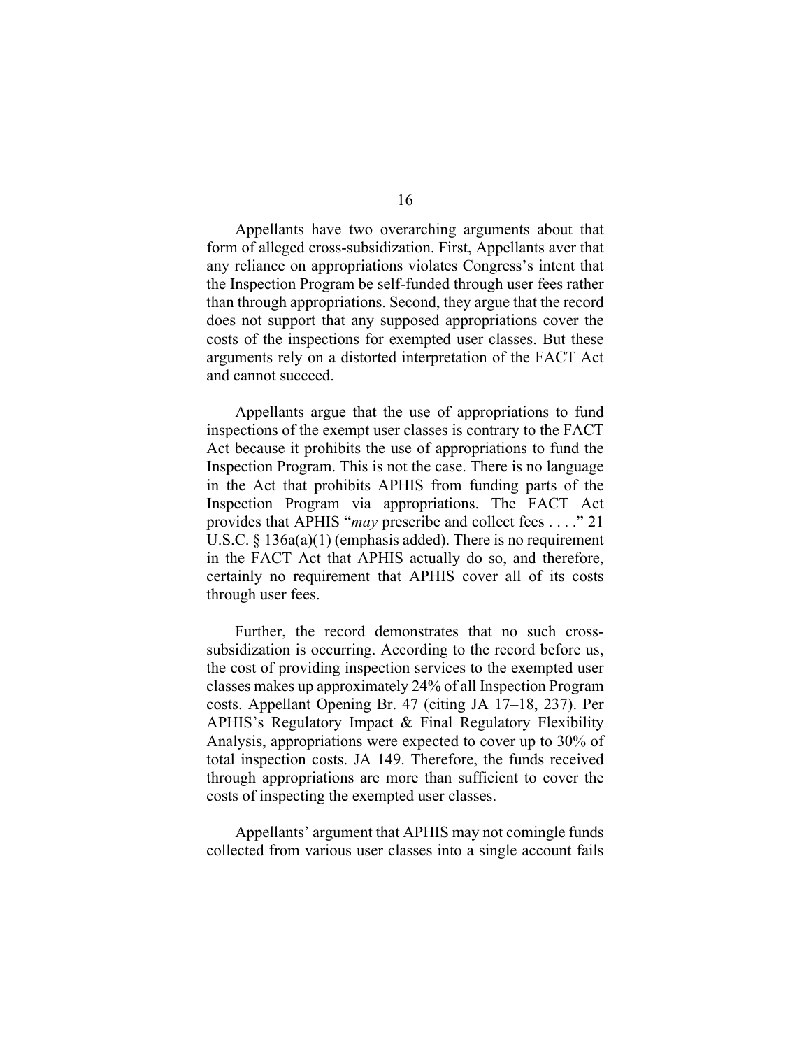Appellants have two overarching arguments about that form of alleged cross-subsidization. First, Appellants aver that any reliance on appropriations violates Congress's intent that the Inspection Program be self-funded through user fees rather than through appropriations. Second, they argue that the record does not support that any supposed appropriations cover the costs of the inspections for exempted user classes. But these arguments rely on a distorted interpretation of the FACT Act and cannot succeed.

Appellants argue that the use of appropriations to fund inspections of the exempt user classes is contrary to the FACT Act because it prohibits the use of appropriations to fund the Inspection Program. This is not the case. There is no language in the Act that prohibits APHIS from funding parts of the Inspection Program via appropriations. The FACT Act provides that APHIS "*may* prescribe and collect fees . . . ." 21 U.S.C. § 136a(a)(1) (emphasis added). There is no requirement in the FACT Act that APHIS actually do so, and therefore, certainly no requirement that APHIS cover all of its costs through user fees.

Further, the record demonstrates that no such cross-subsidization is occurring. According to the record before us, the cost of providing inspection services to the exempted user classes makes up approximately 24% of all Inspection Program costs. Appellant Opening Br. 47 (citing JA 17–18, 237). Per APHIS's Regulatory Impact & Final Regulatory Flexibility Analysis, appropriations were expected to cover up to 30% of total inspection costs. JA 149. Therefore, the funds received through appropriations are more than sufficient to cover the costs of inspecting the exempted user classes.

Appellants' argument that APHIS may not comingle funds collected from various user classes into a single account fails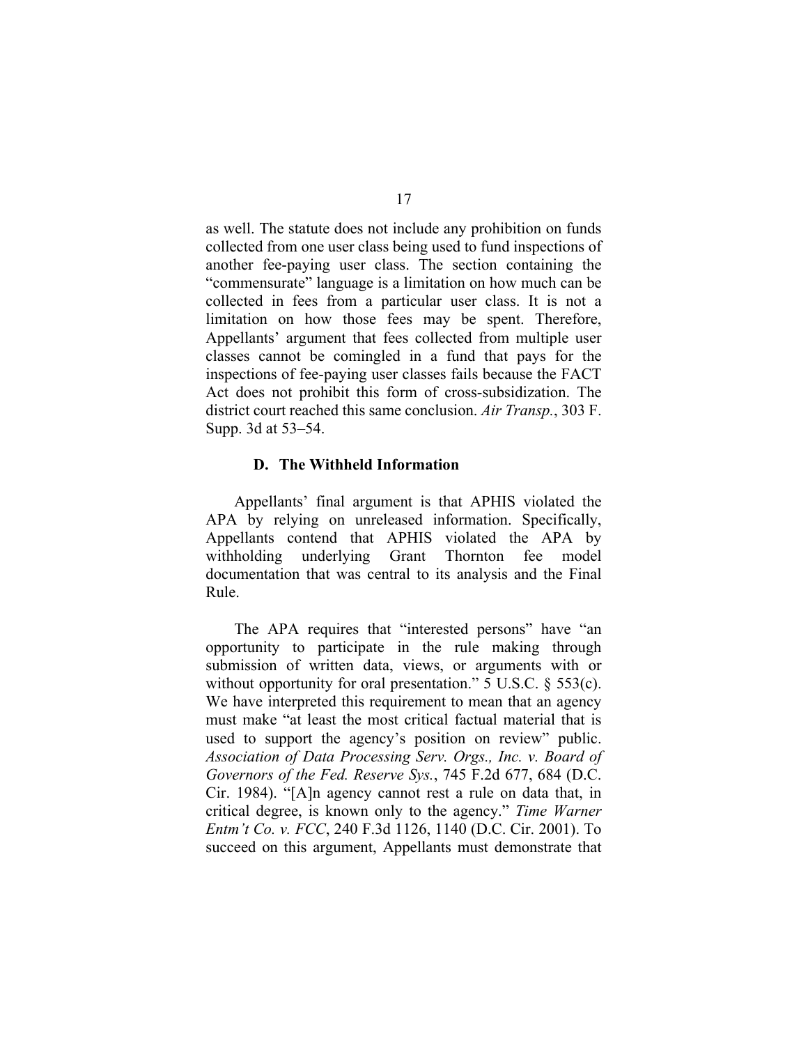as well. The statute does not include any prohibition on funds collected from one user class being used to fund inspections of another fee-paying user class. The section containing the "commensurate" language is a limitation on how much can be collected in fees from a particular user class. It is not a limitation on how those fees may be spent. Therefore, Appellants' argument that fees collected from multiple user classes cannot be comingled in a fund that pays for the inspections of fee-paying user classes fails because the FACT Act does not prohibit this form of cross-subsidization. The district court reached this same conclusion. *Air Transp.*, 303 F. Supp. 3d at 53–54.

### D. The Withheld Information

Appellants' final argument is that APHIS violated the APA by relying on unreleased information. Specifically, Appellants contend that APHIS violated the APA by withholding underlying Grant Thornton fee model documentation that was central to its analysis and the Final Rule.

The APA requires that "interested persons" have "an opportunity to participate in the rule making through submission of written data, views, or arguments with or without opportunity for oral presentation." 5 U.S.C. § 553(c). We have interpreted this requirement to mean that an agency must make "at least the most critical factual material that is used to support the agency's position on review" public. *Association of Data Processing Serv. Orgs., Inc. v. Board of Governors of the Fed. Reserve Sys.*, 745 F.2d 677, 684 (D.C. Cir. 1984). "[A]n agency cannot rest a rule on data that, in critical degree, is known only to the agency." *Time Warner Entm't Co. v. FCC*, 240 F.3d 1126, 1140 (D.C. Cir. 2001). To succeed on this argument, Appellants must demonstrate that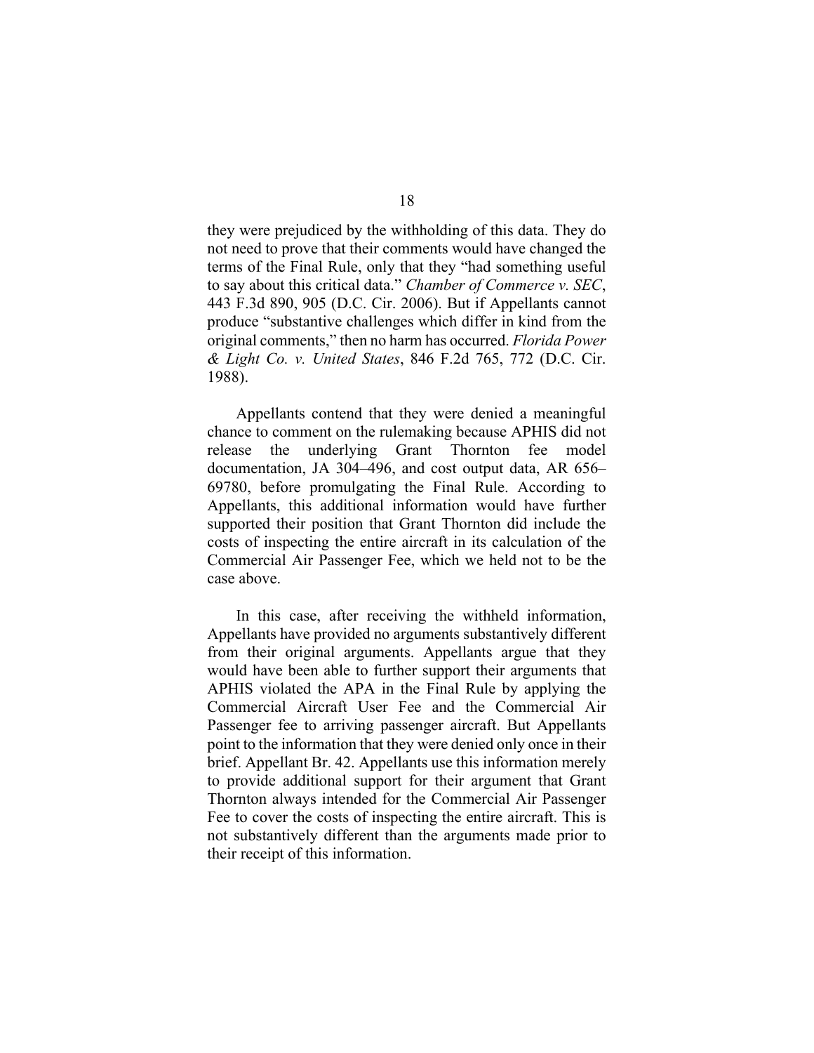they were prejudiced by the withholding of this data. They do not need to prove that their comments would have changed the terms of the Final Rule, only that they "had something useful to say about this critical data." *Chamber of Commerce v. SEC*, 443 F.3d 890, 905 (D.C. Cir. 2006). But if Appellants cannot produce "substantive challenges which differ in kind from the original comments," then no harm has occurred. *Florida Power & Light Co. v. United States*, 846 F.2d 765, 772 (D.C. Cir. 1988).

Appellants contend that they were denied a meaningful chance to comment on the rulemaking because APHIS did not release the underlying Grant Thornton fee model documentation, JA 304–496, and cost output data, AR 656–69780, before promulgating the Final Rule. According to Appellants, this additional information would have further supported their position that Grant Thornton did include the costs of inspecting the entire aircraft in its calculation of the Commercial Air Passenger Fee, which we held not to be the case above.

In this case, after receiving the withheld information, Appellants have provided no arguments substantively different from their original arguments. Appellants argue that they would have been able to further support their arguments that APHIS violated the APA in the Final Rule by applying the Commercial Aircraft User Fee and the Commercial Air Passenger fee to arriving passenger aircraft. But Appellants point to the information that they were denied only once in their brief. Appellant Br. 42. Appellants use this information merely to provide additional support for their argument that Grant Thornton always intended for the Commercial Air Passenger Fee to cover the costs of inspecting the entire aircraft. This is not substantively different than the arguments made prior to their receipt of this information.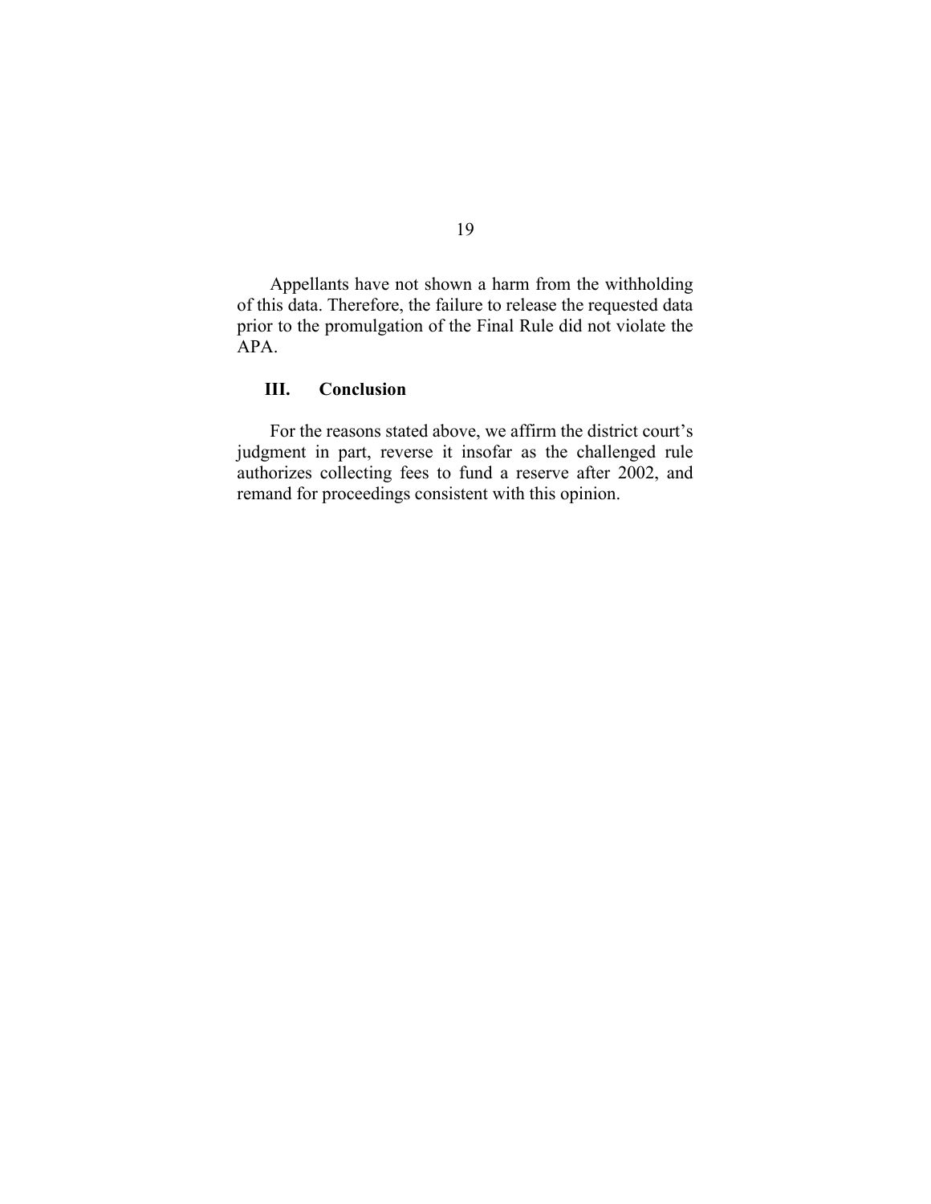Appellants have not shown a harm from the withholding of this data. Therefore, the failure to release the requested data prior to the promulgation of the Final Rule did not violate the APA.

## III. Conclusion

For the reasons stated above, we affirm the district court's judgment in part, reverse it insofar as the challenged rule authorizes collecting fees to fund a reserve after 2002, and remand for proceedings consistent with this opinion.